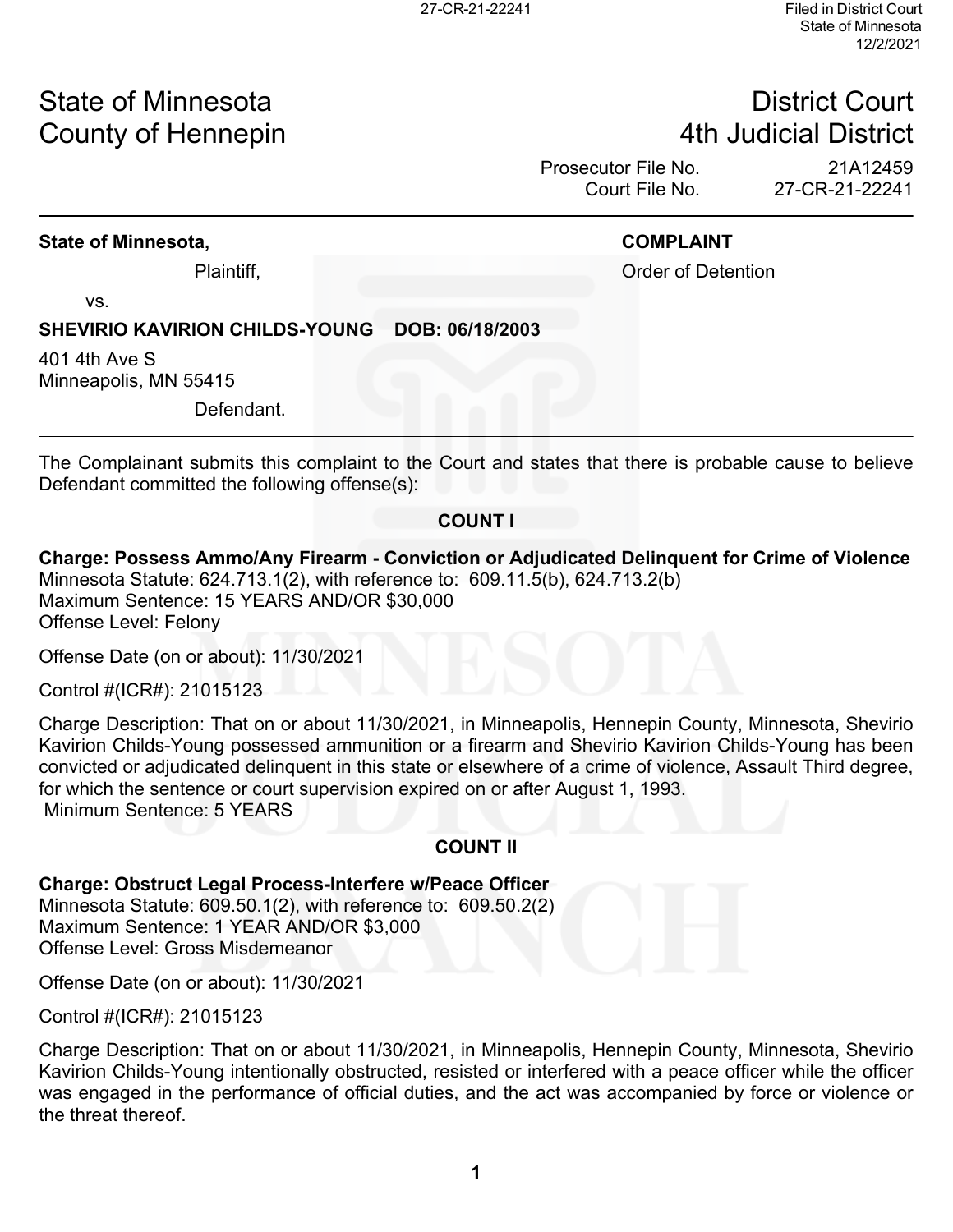# State of Minnesota
# County of Hennepin

# District Court
# 4th Judicial District

Prosecutor File No. 21A12459
Court File No. 27-CR-21-22241

---

**State of Minnesota,**

Plaintiff,

vs.

**SHEVIRIO KAVIRION CHILDS-YOUNG DOB: 06/18/2003**

401 4th Ave S
Minneapolis, MN 55415

Defendant.

**COMPLAINT**

Order of Detention

---

The Complainant submits this complaint to the Court and states that there is probable cause to believe Defendant committed the following offense(s):

**COUNT I**

**Charge: Possess Ammo/Any Firearm - Conviction or Adjudicated Delinquent for Crime of Violence**
Minnesota Statute: 624.713.1(2), with reference to: 609.11.5(b), 624.713.2(b)
Maximum Sentence: 15 YEARS AND/OR $30,000
Offense Level: Felony

Offense Date (on or about): 11/30/2021

Control #(ICR#): 21015123

Charge Description: That on or about 11/30/2021, in Minneapolis, Hennepin County, Minnesota, Shevirio Kavirion Childs-Young possessed ammunition or a firearm and Shevirio Kavirion Childs-Young has been convicted or adjudicated delinquent in this state or elsewhere of a crime of violence, Assault Third degree, for which the sentence or court supervision expired on or after August 1, 1993.
Minimum Sentence: 5 YEARS

**COUNT II**

**Charge: Obstruct Legal Process-Interfere w/Peace Officer**
Minnesota Statute: 609.50.1(2), with reference to: 609.50.2(2)
Maximum Sentence: 1 YEAR AND/OR $3,000
Offense Level: Gross Misdemeanor

Offense Date (on or about): 11/30/2021

Control #(ICR#): 21015123

Charge Description: That on or about 11/30/2021, in Minneapolis, Hennepin County, Minnesota, Shevirio Kavirion Childs-Young intentionally obstructed, resisted or interfered with a peace officer while the officer was engaged in the performance of official duties, and the act was accompanied by force or violence or the threat thereof.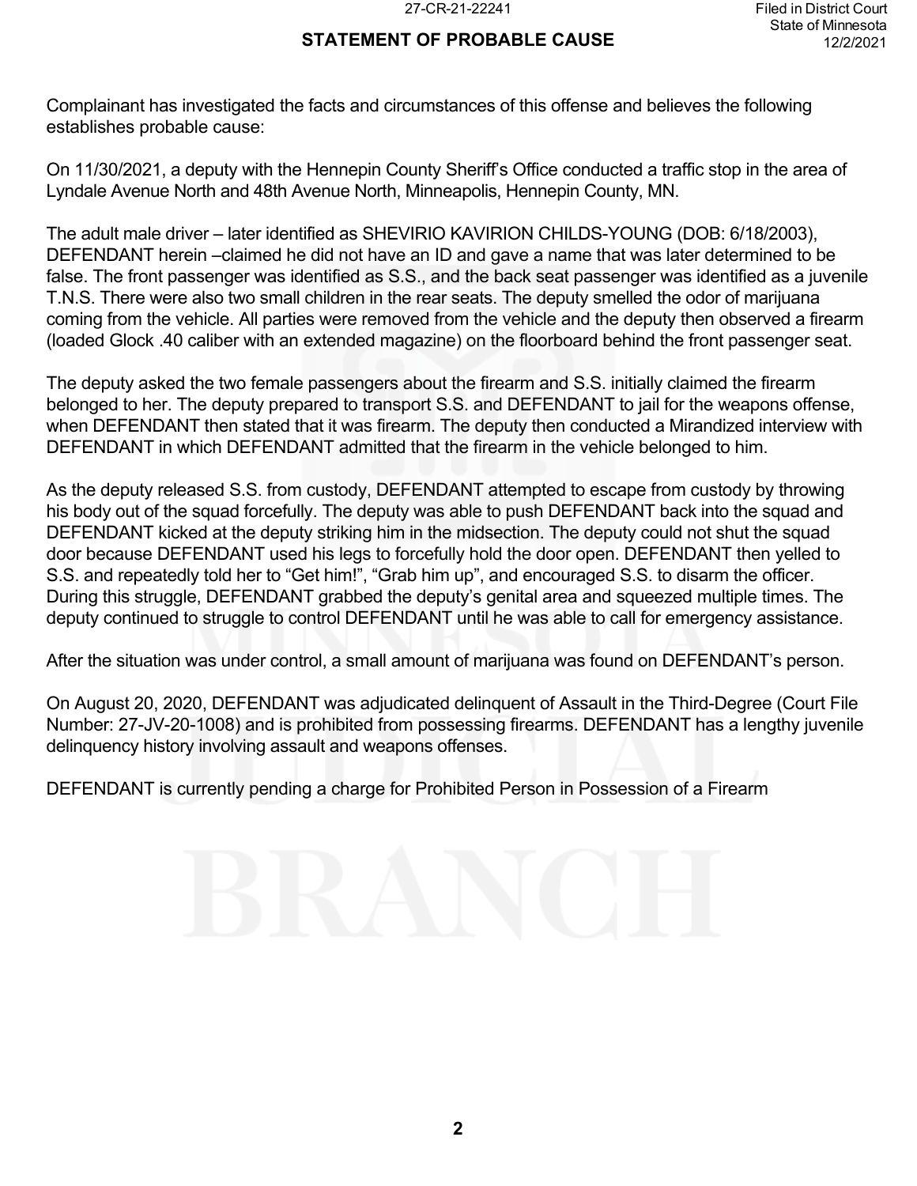## STATEMENT OF PROBABLE CAUSE

Complainant has investigated the facts and circumstances of this offense and believes the following establishes probable cause:

On 11/30/2021, a deputy with the Hennepin County Sheriff's Office conducted a traffic stop in the area of Lyndale Avenue North and 48th Avenue North, Minneapolis, Hennepin County, MN.

The adult male driver – later identified as SHEVIRIO KAVIRION CHILDS-YOUNG (DOB: 6/18/2003), DEFENDANT herein –claimed he did not have an ID and gave a name that was later determined to be false. The front passenger was identified as S.S., and the back seat passenger was identified as a juvenile T.N.S. There were also two small children in the rear seats. The deputy smelled the odor of marijuana coming from the vehicle. All parties were removed from the vehicle and the deputy then observed a firearm (loaded Glock .40 caliber with an extended magazine) on the floorboard behind the front passenger seat.

The deputy asked the two female passengers about the firearm and S.S. initially claimed the firearm belonged to her. The deputy prepared to transport S.S. and DEFENDANT to jail for the weapons offense, when DEFENDANT then stated that it was firearm. The deputy then conducted a Mirandized interview with DEFENDANT in which DEFENDANT admitted that the firearm in the vehicle belonged to him.

As the deputy released S.S. from custody, DEFENDANT attempted to escape from custody by throwing his body out of the squad forcefully. The deputy was able to push DEFENDANT back into the squad and DEFENDANT kicked at the deputy striking him in the midsection. The deputy could not shut the squad door because DEFENDANT used his legs to forcefully hold the door open. DEFENDANT then yelled to S.S. and repeatedly told her to "Get him!", "Grab him up", and encouraged S.S. to disarm the officer. During this struggle, DEFENDANT grabbed the deputy's genital area and squeezed multiple times. The deputy continued to struggle to control DEFENDANT until he was able to call for emergency assistance.

After the situation was under control, a small amount of marijuana was found on DEFENDANT's person.

On August 20, 2020, DEFENDANT was adjudicated delinquent of Assault in the Third-Degree (Court File Number: 27-JV-20-1008) and is prohibited from possessing firearms. DEFENDANT has a lengthy juvenile delinquency history involving assault and weapons offenses.

DEFENDANT is currently pending a charge for Prohibited Person in Possession of a Firearm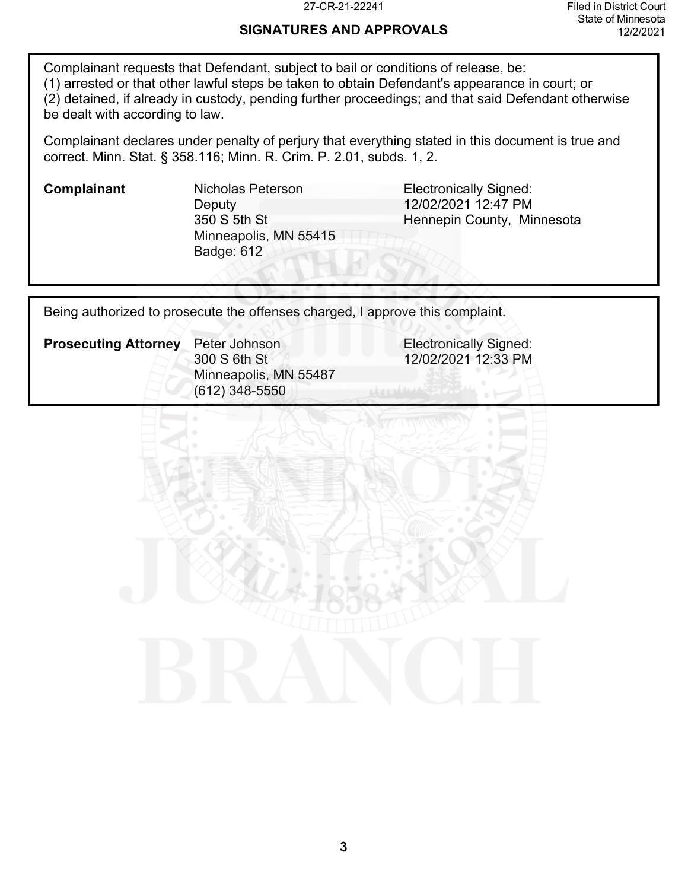## SIGNATURES AND APPROVALS

Complainant requests that Defendant, subject to bail or conditions of release, be:
(1) arrested or that other lawful steps be taken to obtain Defendant's appearance in court; or
(2) detained, if already in custody, pending further proceedings; and that said Defendant otherwise be dealt with according to law.

Complainant declares under penalty of perjury that everything stated in this document is true and correct. Minn. Stat. § 358.116; Minn. R. Crim. P. 2.01, subds. 1, 2.

| | | |
|---|---|---|
| **Complainant** | Nicholas Peterson<br>Deputy<br>350 S 5th St<br>Minneapolis, MN 55415<br>Badge: 612 | Electronically Signed:<br>12/02/2021 12:47 PM<br>Hennepin County, Minnesota |

Being authorized to prosecute the offenses charged, I approve this complaint.

| | | |
|---|---|---|
| **Prosecuting Attorney** | Peter Johnson<br>300 S 6th St<br>Minneapolis, MN 55487<br>(612) 348-5550 | Electronically Signed:<br>12/02/2021 12:33 PM |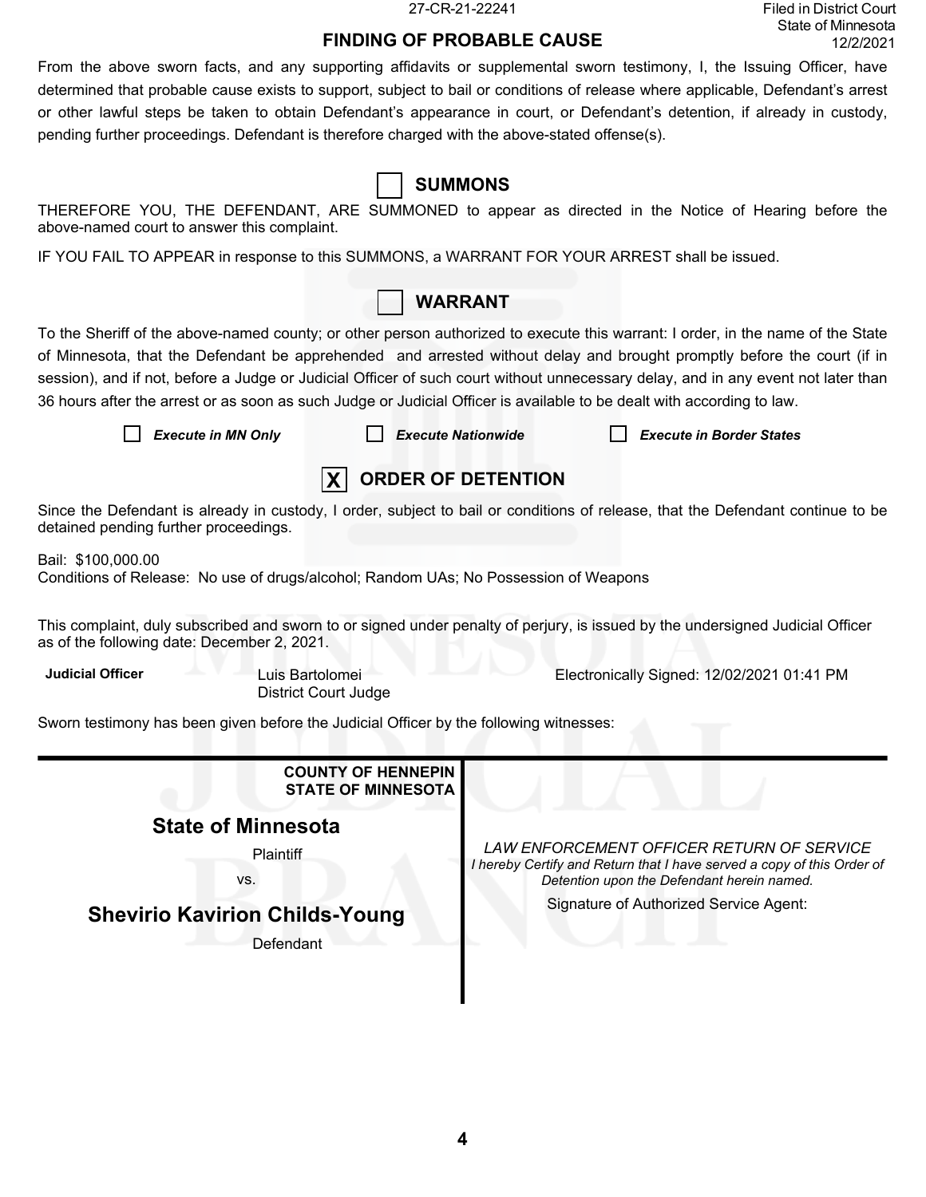27-CR-21-22241

Filed in District Court
State of Minnesota
12/2/2021

## FINDING OF PROBABLE CAUSE

From the above sworn facts, and any supporting affidavits or supplemental sworn testimony, I, the Issuing Officer, have determined that probable cause exists to support, subject to bail or conditions of release where applicable, Defendant's arrest or other lawful steps be taken to obtain Defendant's appearance in court, or Defendant's detention, if already in custody, pending further proceedings. Defendant is therefore charged with the above-stated offense(s).

## ☐ SUMMONS

THEREFORE YOU, THE DEFENDANT, ARE SUMMONED to appear as directed in the Notice of Hearing before the above-named court to answer this complaint.

IF YOU FAIL TO APPEAR in response to this SUMMONS, a WARRANT FOR YOUR ARREST shall be issued.

## ☐ WARRANT

To the Sheriff of the above-named county; or other person authorized to execute this warrant: I order, in the name of the State of Minnesota, that the Defendant be apprehended and arrested without delay and brought promptly before the court (if in session), and if not, before a Judge or Judicial Officer of such court without unnecessary delay, and in any event not later than 36 hours after the arrest or as soon as such Judge or Judicial Officer is available to be dealt with according to law.

☐ *Execute in MN Only* ☐ *Execute Nationwide* ☐ *Execute in Border States*

## ☒ ORDER OF DETENTION

Since the Defendant is already in custody, I order, subject to bail or conditions of release, that the Defendant continue to be detained pending further proceedings.

Bail: $100,000.00
Conditions of Release: No use of drugs/alcohol; Random UAs; No Possession of Weapons

This complaint, duly subscribed and sworn to or signed under penalty of perjury, is issued by the undersigned Judicial Officer as of the following date: December 2, 2021.

**Judicial Officer** Luis Bartolomei
District Court Judge

Electronically Signed: 12/02/2021 01:41 PM

Sworn testimony has been given before the Judicial Officer by the following witnesses:

---

**COUNTY OF HENNEPIN**
**STATE OF MINNESOTA**

**State of Minnesota**

Plaintiff

vs.

**Shevirio Kavirion Childs-Young**

Defendant

*LAW ENFORCEMENT OFFICER RETURN OF SERVICE*
*I hereby Certify and Return that I have served a copy of this Order of Detention upon the Defendant herein named.*

Signature of Authorized Service Agent: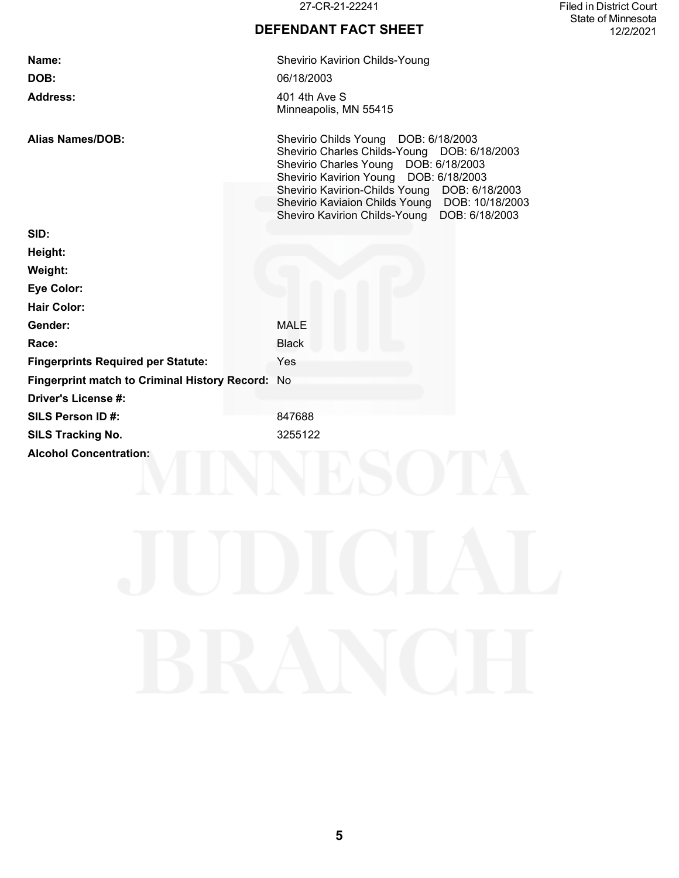27-CR-21-22241

Filed in District Court
State of Minnesota
12/2/2021

# DEFENDANT FACT SHEET

| | |
|---|---|
| **Name:** | Shevirio Kavirion Childs-Young |
| **DOB:** | 06/18/2003 |
| **Address:** | 401 4th Ave S<br>Minneapolis, MN 55415 |
| **Alias Names/DOB:** | Shevirio Childs Young DOB: 6/18/2003<br>Shevirio Charles Childs-Young DOB: 6/18/2003<br>Shevirio Charles Young DOB: 6/18/2003<br>Shevirio Kavirion Young DOB: 6/18/2003<br>Shevirio Kavirion-Childs Young DOB: 6/18/2003<br>Shevirio Kaviaion Childs Young DOB: 10/18/2003<br>Sheviro Kavirion Childs-Young DOB: 6/18/2003 |
| **SID:** | |
| **Height:** | |
| **Weight:** | |
| **Eye Color:** | |
| **Hair Color:** | |
| **Gender:** | MALE |
| **Race:** | Black |
| **Fingerprints Required per Statute:** | Yes |
| **Fingerprint match to Criminal History Record:** | No |
| **Driver's License #:** | |
| **SILS Person ID #:** | 847688 |
| **SILS Tracking No.** | 3255122 |
| **Alcohol Concentration:** | |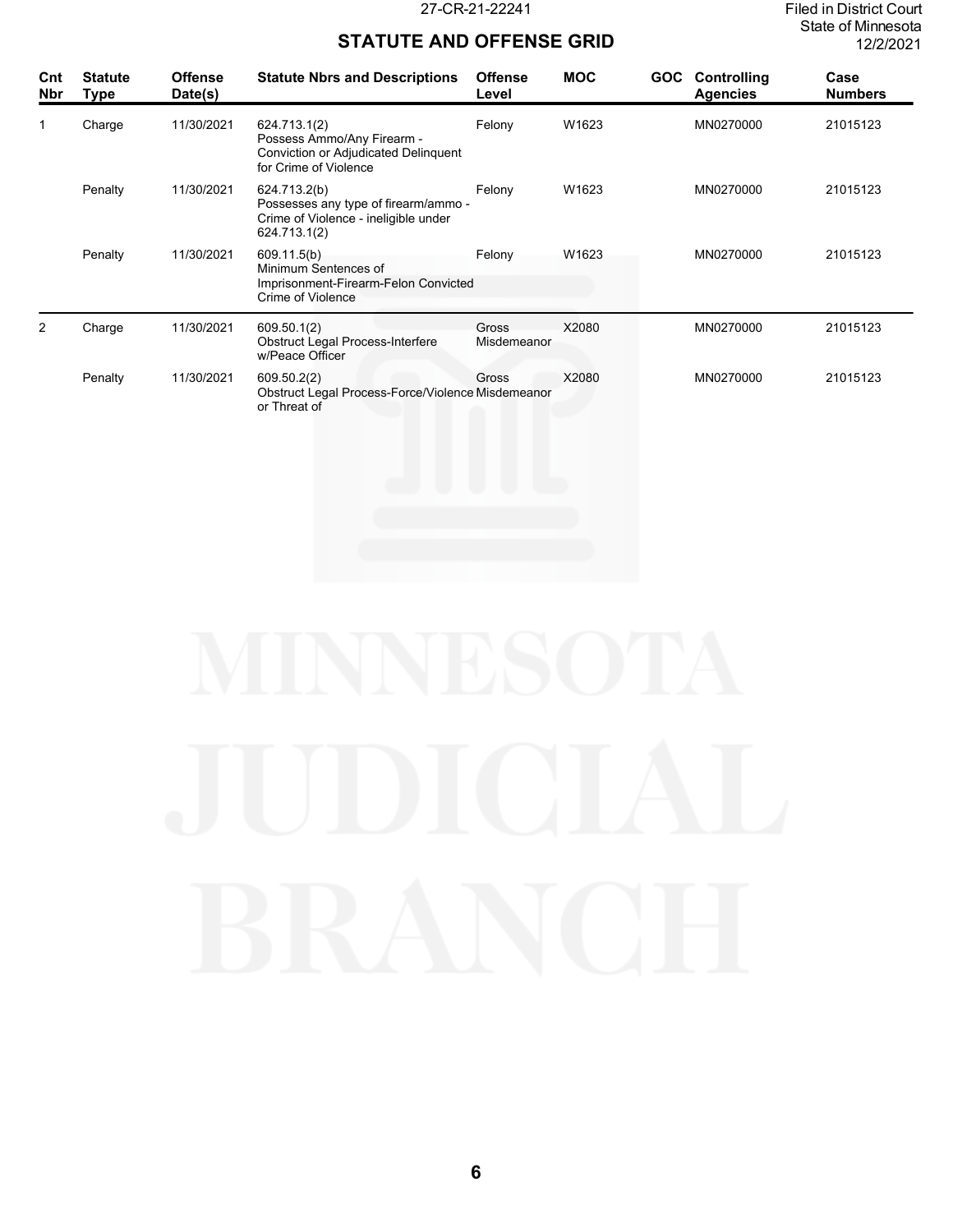27-CR-21-22241

Filed in District Court
State of Minnesota
12/2/2021

## STATUTE AND OFFENSE GRID

| Cnt Nbr | Statute Type | Offense Date(s) | Statute Nbrs and Descriptions | Offense Level | MOC | GOC | Controlling Agencies | Case Numbers |
|---|---|---|---|---|---|---|---|---|
| 1 | Charge | 11/30/2021 | 624.713.1(2) Possess Ammo/Any Firearm - Conviction or Adjudicated Delinquent for Crime of Violence | Felony | W1623 | | MN0270000 | 21015123 |
| | Penalty | 11/30/2021 | 624.713.2(b) Possesses any type of firearm/ammo - Crime of Violence - ineligible under 624.713.1(2) | Felony | W1623 | | MN0270000 | 21015123 |
| | Penalty | 11/30/2021 | 609.11.5(b) Minimum Sentences of Imprisonment-Firearm-Felon Convicted Crime of Violence | Felony | W1623 | | MN0270000 | 21015123 |
| 2 | Charge | 11/30/2021 | 609.50.1(2) Obstruct Legal Process-Interfere w/Peace Officer | Gross Misdemeanor | X2080 | | MN0270000 | 21015123 |
| | Penalty | 11/30/2021 | 609.50.2(2) Obstruct Legal Process-Force/Violence or Threat of | Gross Misdemeanor | X2080 | | MN0270000 | 21015123 |